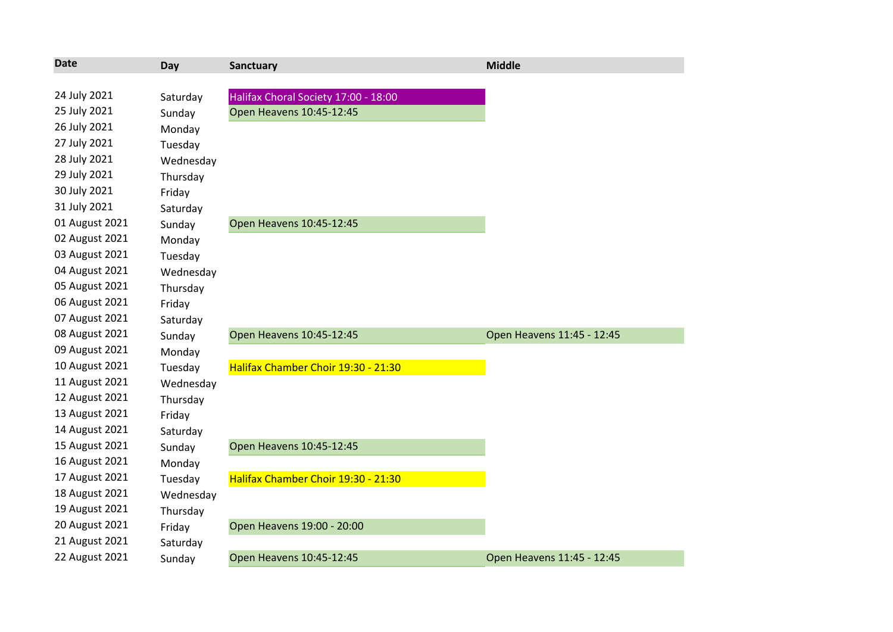| Date | Day | Sanctuary | Middle |
|---|---|---|---|
| 24 July 2021 | Saturday | Halifax Choral Society 17:00 - 18:00 | |
| 25 July 2021 | Sunday | Open Heavens 10:45-12:45 | |
| 26 July 2021 | Monday | | |
| 27 July 2021 | Tuesday | | |
| 28 July 2021 | Wednesday | | |
| 29 July 2021 | Thursday | | |
| 30 July 2021 | Friday | | |
| 31 July 2021 | Saturday | | |
| 01 August 2021 | Sunday | Open Heavens 10:45-12:45 | |
| 02 August 2021 | Monday | | |
| 03 August 2021 | Tuesday | | |
| 04 August 2021 | Wednesday | | |
| 05 August 2021 | Thursday | | |
| 06 August 2021 | Friday | | |
| 07 August 2021 | Saturday | | |
| 08 August 2021 | Sunday | Open Heavens 10:45-12:45 | Open Heavens 11:45 - 12:45 |
| 09 August 2021 | Monday | | |
| 10 August 2021 | Tuesday | Halifax Chamber Choir 19:30 - 21:30 | |
| 11 August 2021 | Wednesday | | |
| 12 August 2021 | Thursday | | |
| 13 August 2021 | Friday | | |
| 14 August 2021 | Saturday | | |
| 15 August 2021 | Sunday | Open Heavens 10:45-12:45 | |
| 16 August 2021 | Monday | | |
| 17 August 2021 | Tuesday | Halifax Chamber Choir 19:30 - 21:30 | |
| 18 August 2021 | Wednesday | | |
| 19 August 2021 | Thursday | | |
| 20 August 2021 | Friday | Open Heavens 19:00 - 20:00 | |
| 21 August 2021 | Saturday | | |
| 22 August 2021 | Sunday | Open Heavens 10:45-12:45 | Open Heavens 11:45 - 12:45 |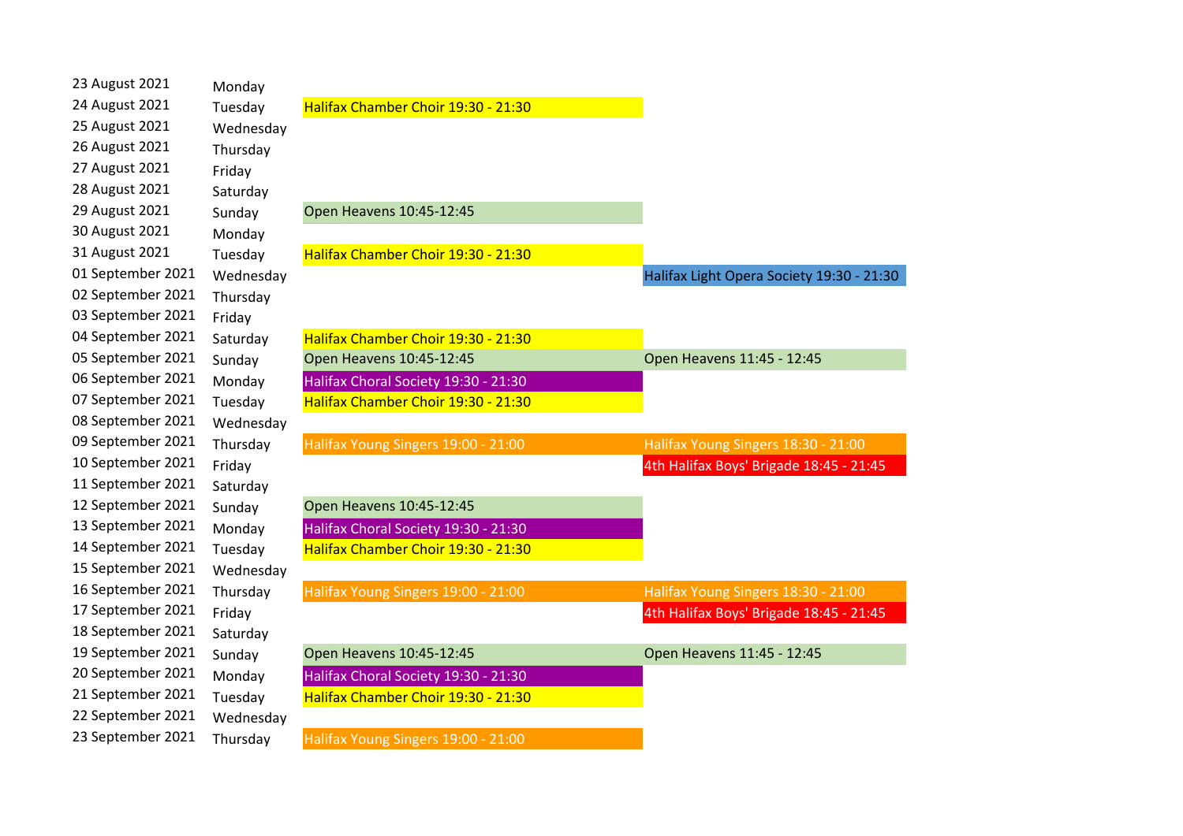| | | | |
|---|---|---|---|
| 23 August 2021 | Monday | | |
| 24 August 2021 | Tuesday | Halifax Chamber Choir 19:30 - 21:30 | |
| 25 August 2021 | Wednesday | | |
| 26 August 2021 | Thursday | | |
| 27 August 2021 | Friday | | |
| 28 August 2021 | Saturday | | |
| 29 August 2021 | Sunday | Open Heavens 10:45-12:45 | |
| 30 August 2021 | Monday | | |
| 31 August 2021 | Tuesday | Halifax Chamber Choir 19:30 - 21:30 | |
| 01 September 2021 | Wednesday | | Halifax Light Opera Society 19:30 - 21:30 |
| 02 September 2021 | Thursday | | |
| 03 September 2021 | Friday | | |
| 04 September 2021 | Saturday | Halifax Chamber Choir 19:30 - 21:30 | |
| 05 September 2021 | Sunday | Open Heavens 10:45-12:45 | Open Heavens 11:45 - 12:45 |
| 06 September 2021 | Monday | Halifax Choral Society 19:30 - 21:30 | |
| 07 September 2021 | Tuesday | Halifax Chamber Choir 19:30 - 21:30 | |
| 08 September 2021 | Wednesday | | |
| 09 September 2021 | Thursday | Halifax Young Singers 19:00 - 21:00 | Halifax Young Singers 18:30 - 21:00 |
| 10 September 2021 | Friday | | 4th Halifax Boys' Brigade 18:45 - 21:45 |
| 11 September 2021 | Saturday | | |
| 12 September 2021 | Sunday | Open Heavens 10:45-12:45 | |
| 13 September 2021 | Monday | Halifax Choral Society 19:30 - 21:30 | |
| 14 September 2021 | Tuesday | Halifax Chamber Choir 19:30 - 21:30 | |
| 15 September 2021 | Wednesday | | |
| 16 September 2021 | Thursday | Halifax Young Singers 19:00 - 21:00 | Halifax Young Singers 18:30 - 21:00 |
| 17 September 2021 | Friday | | 4th Halifax Boys' Brigade 18:45 - 21:45 |
| 18 September 2021 | Saturday | | |
| 19 September 2021 | Sunday | Open Heavens 10:45-12:45 | Open Heavens 11:45 - 12:45 |
| 20 September 2021 | Monday | Halifax Choral Society 19:30 - 21:30 | |
| 21 September 2021 | Tuesday | Halifax Chamber Choir 19:30 - 21:30 | |
| 22 September 2021 | Wednesday | | |
| 23 September 2021 | Thursday | Halifax Young Singers 19:00 - 21:00 | |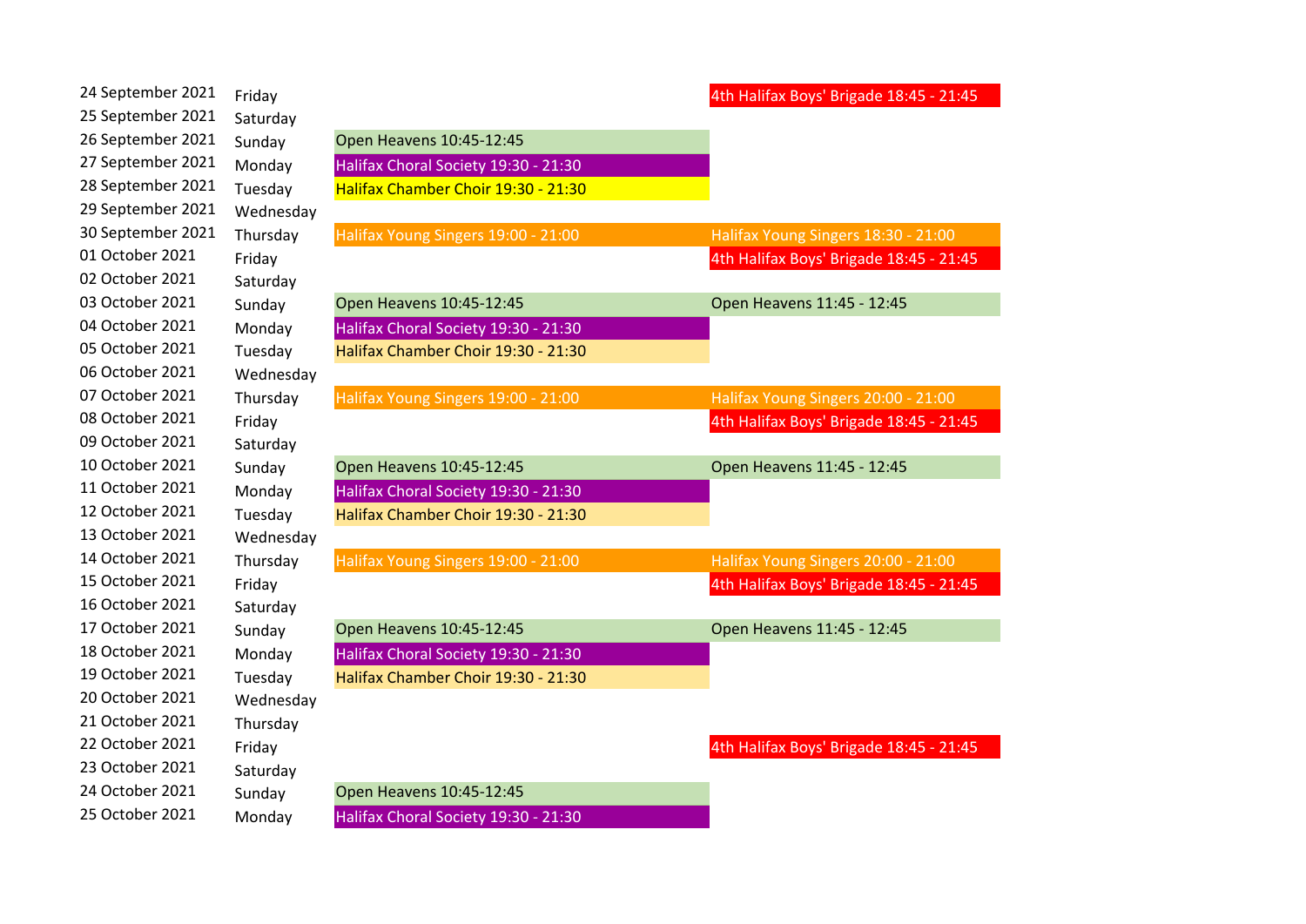| Date | Day | | |
|---|---|---|---|
| 24 September 2021 | Friday | | 4th Halifax Boys' Brigade 18:45 - 21:45 |
| 25 September 2021 | Saturday | | |
| 26 September 2021 | Sunday | Open Heavens 10:45-12:45 | |
| 27 September 2021 | Monday | Halifax Choral Society 19:30 - 21:30 | |
| 28 September 2021 | Tuesday | Halifax Chamber Choir 19:30 - 21:30 | |
| 29 September 2021 | Wednesday | | |
| 30 September 2021 | Thursday | Halifax Young Singers 19:00 - 21:00 | Halifax Young Singers 18:30 - 21:00 |
| 01 October 2021 | Friday | | 4th Halifax Boys' Brigade 18:45 - 21:45 |
| 02 October 2021 | Saturday | | |
| 03 October 2021 | Sunday | Open Heavens 10:45-12:45 | Open Heavens 11:45 - 12:45 |
| 04 October 2021 | Monday | Halifax Choral Society 19:30 - 21:30 | |
| 05 October 2021 | Tuesday | Halifax Chamber Choir 19:30 - 21:30 | |
| 06 October 2021 | Wednesday | | |
| 07 October 2021 | Thursday | Halifax Young Singers 19:00 - 21:00 | Halifax Young Singers 20:00 - 21:00 |
| 08 October 2021 | Friday | | 4th Halifax Boys' Brigade 18:45 - 21:45 |
| 09 October 2021 | Saturday | | |
| 10 October 2021 | Sunday | Open Heavens 10:45-12:45 | Open Heavens 11:45 - 12:45 |
| 11 October 2021 | Monday | Halifax Choral Society 19:30 - 21:30 | |
| 12 October 2021 | Tuesday | Halifax Chamber Choir 19:30 - 21:30 | |
| 13 October 2021 | Wednesday | | |
| 14 October 2021 | Thursday | Halifax Young Singers 19:00 - 21:00 | Halifax Young Singers 20:00 - 21:00 |
| 15 October 2021 | Friday | | 4th Halifax Boys' Brigade 18:45 - 21:45 |
| 16 October 2021 | Saturday | | |
| 17 October 2021 | Sunday | Open Heavens 10:45-12:45 | Open Heavens 11:45 - 12:45 |
| 18 October 2021 | Monday | Halifax Choral Society 19:30 - 21:30 | |
| 19 October 2021 | Tuesday | Halifax Chamber Choir 19:30 - 21:30 | |
| 20 October 2021 | Wednesday | | |
| 21 October 2021 | Thursday | | |
| 22 October 2021 | Friday | | 4th Halifax Boys' Brigade 18:45 - 21:45 |
| 23 October 2021 | Saturday | | |
| 24 October 2021 | Sunday | Open Heavens 10:45-12:45 | |
| 25 October 2021 | Monday | Halifax Choral Society 19:30 - 21:30 | |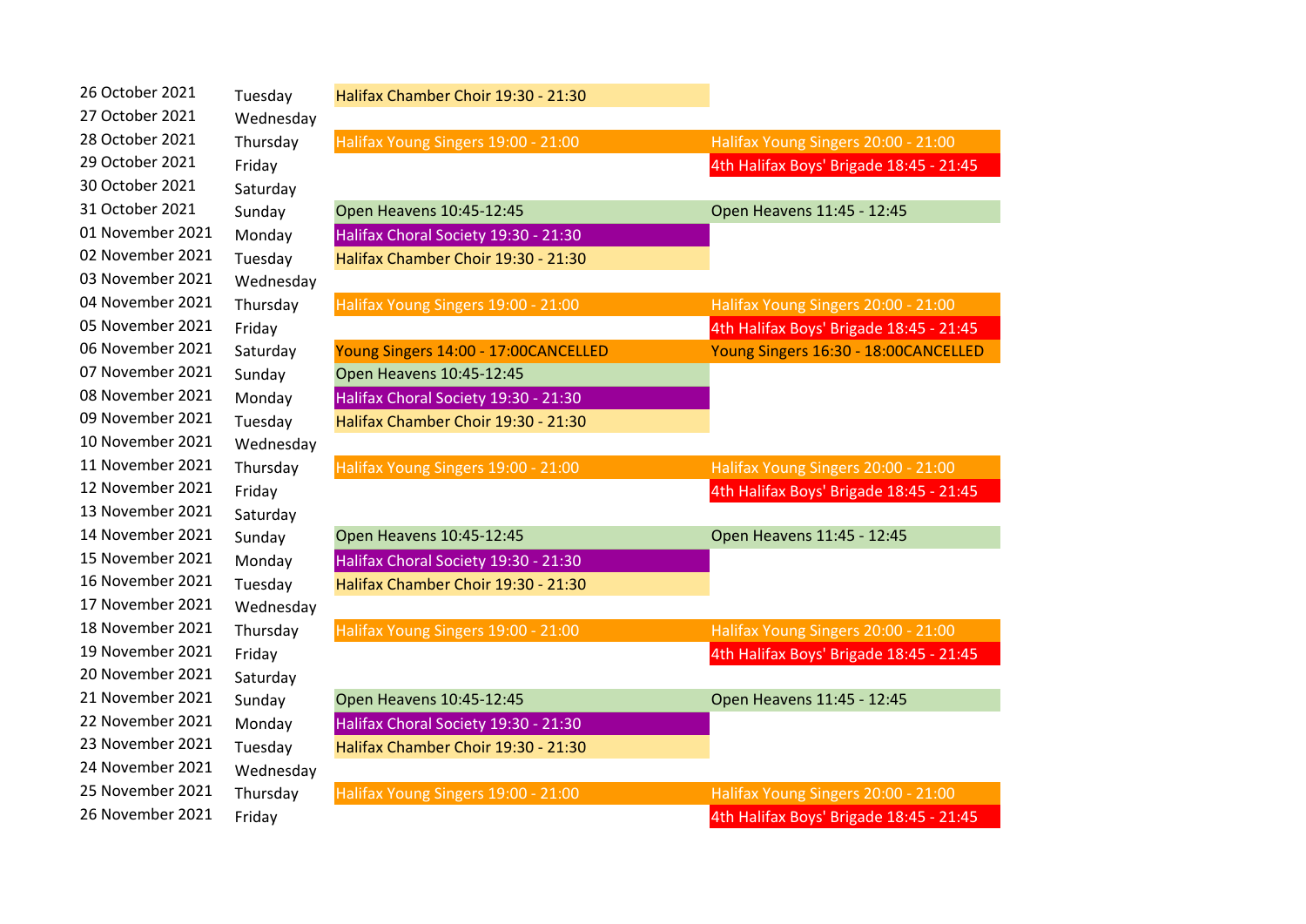| | | | |
|---|---|---|---|
| 26 October 2021 | Tuesday | Halifax Chamber Choir 19:30 - 21:30 | |
| 27 October 2021 | Wednesday | | |
| 28 October 2021 | Thursday | Halifax Young Singers 19:00 - 21:00 | Halifax Young Singers 20:00 - 21:00 |
| 29 October 2021 | Friday | | 4th Halifax Boys' Brigade 18:45 - 21:45 |
| 30 October 2021 | Saturday | | |
| 31 October 2021 | Sunday | Open Heavens 10:45-12:45 | Open Heavens 11:45 - 12:45 |
| 01 November 2021 | Monday | Halifax Choral Society 19:30 - 21:30 | |
| 02 November 2021 | Tuesday | Halifax Chamber Choir 19:30 - 21:30 | |
| 03 November 2021 | Wednesday | | |
| 04 November 2021 | Thursday | Halifax Young Singers 19:00 - 21:00 | Halifax Young Singers 20:00 - 21:00 |
| 05 November 2021 | Friday | | 4th Halifax Boys' Brigade 18:45 - 21:45 |
| 06 November 2021 | Saturday | Young Singers 14:00 - 17:00CANCELLED | Young Singers 16:30 - 18:00CANCELLED |
| 07 November 2021 | Sunday | Open Heavens 10:45-12:45 | |
| 08 November 2021 | Monday | Halifax Choral Society 19:30 - 21:30 | |
| 09 November 2021 | Tuesday | Halifax Chamber Choir 19:30 - 21:30 | |
| 10 November 2021 | Wednesday | | |
| 11 November 2021 | Thursday | Halifax Young Singers 19:00 - 21:00 | Halifax Young Singers 20:00 - 21:00 |
| 12 November 2021 | Friday | | 4th Halifax Boys' Brigade 18:45 - 21:45 |
| 13 November 2021 | Saturday | | |
| 14 November 2021 | Sunday | Open Heavens 10:45-12:45 | Open Heavens 11:45 - 12:45 |
| 15 November 2021 | Monday | Halifax Choral Society 19:30 - 21:30 | |
| 16 November 2021 | Tuesday | Halifax Chamber Choir 19:30 - 21:30 | |
| 17 November 2021 | Wednesday | | |
| 18 November 2021 | Thursday | Halifax Young Singers 19:00 - 21:00 | Halifax Young Singers 20:00 - 21:00 |
| 19 November 2021 | Friday | | 4th Halifax Boys' Brigade 18:45 - 21:45 |
| 20 November 2021 | Saturday | | |
| 21 November 2021 | Sunday | Open Heavens 10:45-12:45 | Open Heavens 11:45 - 12:45 |
| 22 November 2021 | Monday | Halifax Choral Society 19:30 - 21:30 | |
| 23 November 2021 | Tuesday | Halifax Chamber Choir 19:30 - 21:30 | |
| 24 November 2021 | Wednesday | | |
| 25 November 2021 | Thursday | Halifax Young Singers 19:00 - 21:00 | Halifax Young Singers 20:00 - 21:00 |
| 26 November 2021 | Friday | | 4th Halifax Boys' Brigade 18:45 - 21:45 |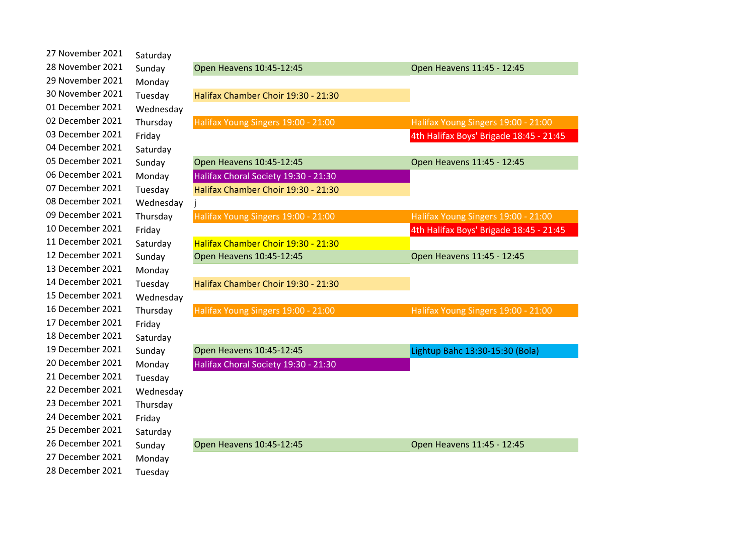| | | | |
|---|---|---|---|
| 27 November 2021 | Saturday | | |
| 28 November 2021 | Sunday | Open Heavens 10:45-12:45 | Open Heavens 11:45 - 12:45 |
| 29 November 2021 | Monday | | |
| 30 November 2021 | Tuesday | Halifax Chamber Choir 19:30 - 21:30 | |
| 01 December 2021 | Wednesday | | |
| 02 December 2021 | Thursday | Halifax Young Singers 19:00 - 21:00 | Halifax Young Singers 19:00 - 21:00 |
| 03 December 2021 | Friday | | 4th Halifax Boys' Brigade 18:45 - 21:45 |
| 04 December 2021 | Saturday | | |
| 05 December 2021 | Sunday | Open Heavens 10:45-12:45 | Open Heavens 11:45 - 12:45 |
| 06 December 2021 | Monday | Halifax Choral Society 19:30 - 21:30 | |
| 07 December 2021 | Tuesday | Halifax Chamber Choir 19:30 - 21:30 | |
| 08 December 2021 | Wednesday | j | |
| 09 December 2021 | Thursday | Halifax Young Singers 19:00 - 21:00 | Halifax Young Singers 19:00 - 21:00 |
| 10 December 2021 | Friday | | 4th Halifax Boys' Brigade 18:45 - 21:45 |
| 11 December 2021 | Saturday | Halifax Chamber Choir 19:30 - 21:30 | |
| 12 December 2021 | Sunday | Open Heavens 10:45-12:45 | Open Heavens 11:45 - 12:45 |
| 13 December 2021 | Monday | | |
| 14 December 2021 | Tuesday | Halifax Chamber Choir 19:30 - 21:30 | |
| 15 December 2021 | Wednesday | | |
| 16 December 2021 | Thursday | Halifax Young Singers 19:00 - 21:00 | Halifax Young Singers 19:00 - 21:00 |
| 17 December 2021 | Friday | | |
| 18 December 2021 | Saturday | | |
| 19 December 2021 | Sunday | Open Heavens 10:45-12:45 | Lightup Bahc 13:30-15:30 (Bola) |
| 20 December 2021 | Monday | Halifax Choral Society 19:30 - 21:30 | |
| 21 December 2021 | Tuesday | | |
| 22 December 2021 | Wednesday | | |
| 23 December 2021 | Thursday | | |
| 24 December 2021 | Friday | | |
| 25 December 2021 | Saturday | | |
| 26 December 2021 | Sunday | Open Heavens 10:45-12:45 | Open Heavens 11:45 - 12:45 |
| 27 December 2021 | Monday | | |
| 28 December 2021 | Tuesday | | |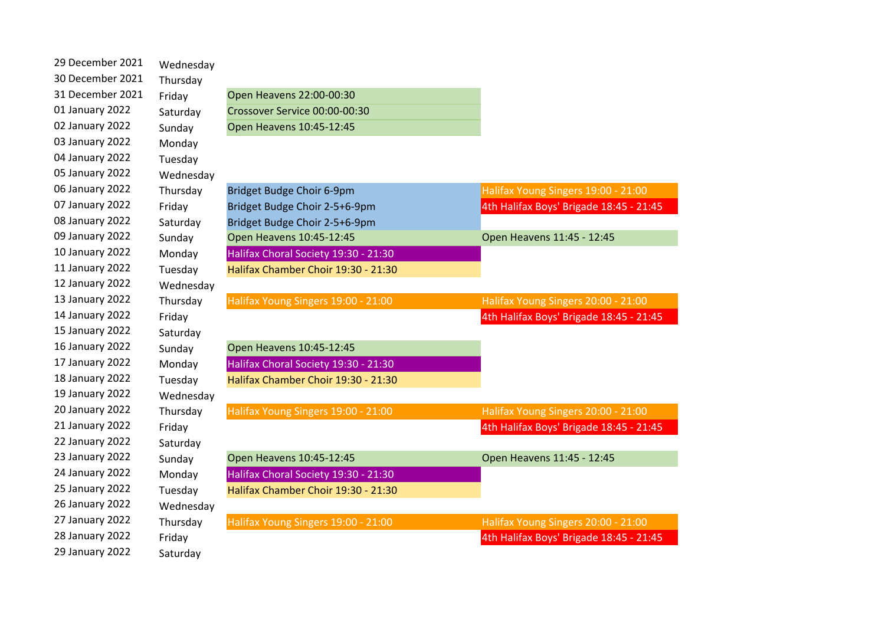| Date | Day | Booking 1 | Booking 2 |
|---|---|---|---|
| 29 December 2021 | Wednesday | | |
| 30 December 2021 | Thursday | | |
| 31 December 2021 | Friday | Open Heavens 22:00-00:30 | |
| 01 January 2022 | Saturday | Crossover Service 00:00-00:30 | |
| 02 January 2022 | Sunday | Open Heavens 10:45-12:45 | |
| 03 January 2022 | Monday | | |
| 04 January 2022 | Tuesday | | |
| 05 January 2022 | Wednesday | | |
| 06 January 2022 | Thursday | Bridget Budge Choir 6-9pm | Halifax Young Singers 19:00 - 21:00 |
| 07 January 2022 | Friday | Bridget Budge Choir 2-5+6-9pm | 4th Halifax Boys' Brigade 18:45 - 21:45 |
| 08 January 2022 | Saturday | Bridget Budge Choir 2-5+6-9pm | |
| 09 January 2022 | Sunday | Open Heavens 10:45-12:45 | Open Heavens 11:45 - 12:45 |
| 10 January 2022 | Monday | Halifax Choral Society 19:30 - 21:30 | |
| 11 January 2022 | Tuesday | Halifax Chamber Choir 19:30 - 21:30 | |
| 12 January 2022 | Wednesday | | |
| 13 January 2022 | Thursday | Halifax Young Singers 19:00 - 21:00 | Halifax Young Singers 20:00 - 21:00 |
| 14 January 2022 | Friday | | 4th Halifax Boys' Brigade 18:45 - 21:45 |
| 15 January 2022 | Saturday | | |
| 16 January 2022 | Sunday | Open Heavens 10:45-12:45 | |
| 17 January 2022 | Monday | Halifax Choral Society 19:30 - 21:30 | |
| 18 January 2022 | Tuesday | Halifax Chamber Choir 19:30 - 21:30 | |
| 19 January 2022 | Wednesday | | |
| 20 January 2022 | Thursday | Halifax Young Singers 19:00 - 21:00 | Halifax Young Singers 20:00 - 21:00 |
| 21 January 2022 | Friday | | 4th Halifax Boys' Brigade 18:45 - 21:45 |
| 22 January 2022 | Saturday | | |
| 23 January 2022 | Sunday | Open Heavens 10:45-12:45 | Open Heavens 11:45 - 12:45 |
| 24 January 2022 | Monday | Halifax Choral Society 19:30 - 21:30 | |
| 25 January 2022 | Tuesday | Halifax Chamber Choir 19:30 - 21:30 | |
| 26 January 2022 | Wednesday | | |
| 27 January 2022 | Thursday | Halifax Young Singers 19:00 - 21:00 | Halifax Young Singers 20:00 - 21:00 |
| 28 January 2022 | Friday | | 4th Halifax Boys' Brigade 18:45 - 21:45 |
| 29 January 2022 | Saturday | | |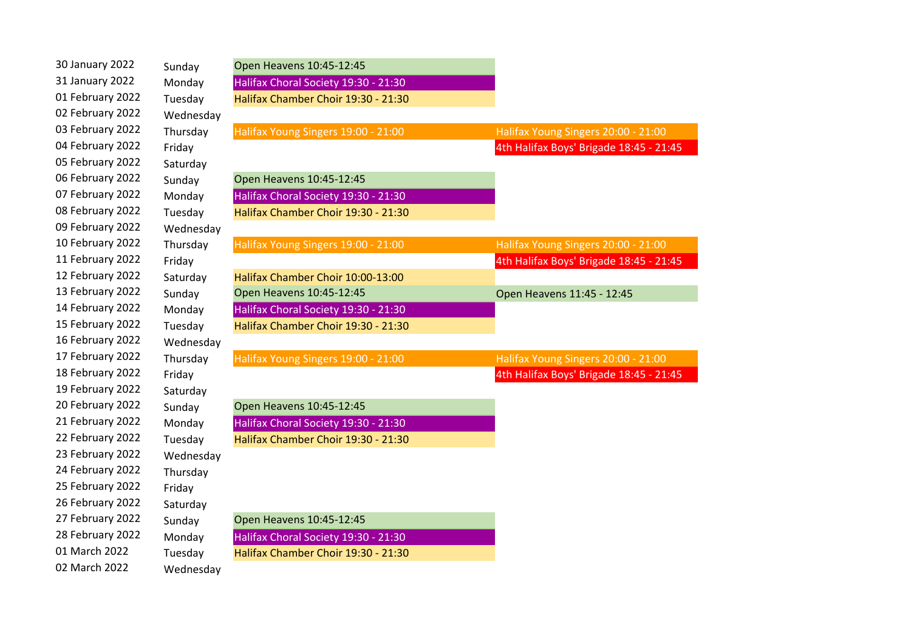| | | | |
|---|---|---|---|
| 30 January 2022 | Sunday | Open Heavens 10:45-12:45 | |
| 31 January 2022 | Monday | Halifax Choral Society 19:30 - 21:30 | |
| 01 February 2022 | Tuesday | Halifax Chamber Choir 19:30 - 21:30 | |
| 02 February 2022 | Wednesday | | |
| 03 February 2022 | Thursday | Halifax Young Singers 19:00 - 21:00 | Halifax Young Singers 20:00 - 21:00 |
| 04 February 2022 | Friday | | 4th Halifax Boys' Brigade 18:45 - 21:45 |
| 05 February 2022 | Saturday | | |
| 06 February 2022 | Sunday | Open Heavens 10:45-12:45 | |
| 07 February 2022 | Monday | Halifax Choral Society 19:30 - 21:30 | |
| 08 February 2022 | Tuesday | Halifax Chamber Choir 19:30 - 21:30 | |
| 09 February 2022 | Wednesday | | |
| 10 February 2022 | Thursday | Halifax Young Singers 19:00 - 21:00 | Halifax Young Singers 20:00 - 21:00 |
| 11 February 2022 | Friday | | 4th Halifax Boys' Brigade 18:45 - 21:45 |
| 12 February 2022 | Saturday | Halifax Chamber Choir 10:00-13:00 | |
| 13 February 2022 | Sunday | Open Heavens 10:45-12:45 | Open Heavens 11:45 - 12:45 |
| 14 February 2022 | Monday | Halifax Choral Society 19:30 - 21:30 | |
| 15 February 2022 | Tuesday | Halifax Chamber Choir 19:30 - 21:30 | |
| 16 February 2022 | Wednesday | | |
| 17 February 2022 | Thursday | Halifax Young Singers 19:00 - 21:00 | Halifax Young Singers 20:00 - 21:00 |
| 18 February 2022 | Friday | | 4th Halifax Boys' Brigade 18:45 - 21:45 |
| 19 February 2022 | Saturday | | |
| 20 February 2022 | Sunday | Open Heavens 10:45-12:45 | |
| 21 February 2022 | Monday | Halifax Choral Society 19:30 - 21:30 | |
| 22 February 2022 | Tuesday | Halifax Chamber Choir 19:30 - 21:30 | |
| 23 February 2022 | Wednesday | | |
| 24 February 2022 | Thursday | | |
| 25 February 2022 | Friday | | |
| 26 February 2022 | Saturday | | |
| 27 February 2022 | Sunday | Open Heavens 10:45-12:45 | |
| 28 February 2022 | Monday | Halifax Choral Society 19:30 - 21:30 | |
| 01 March 2022 | Tuesday | Halifax Chamber Choir 19:30 - 21:30 | |
| 02 March 2022 | Wednesday | | |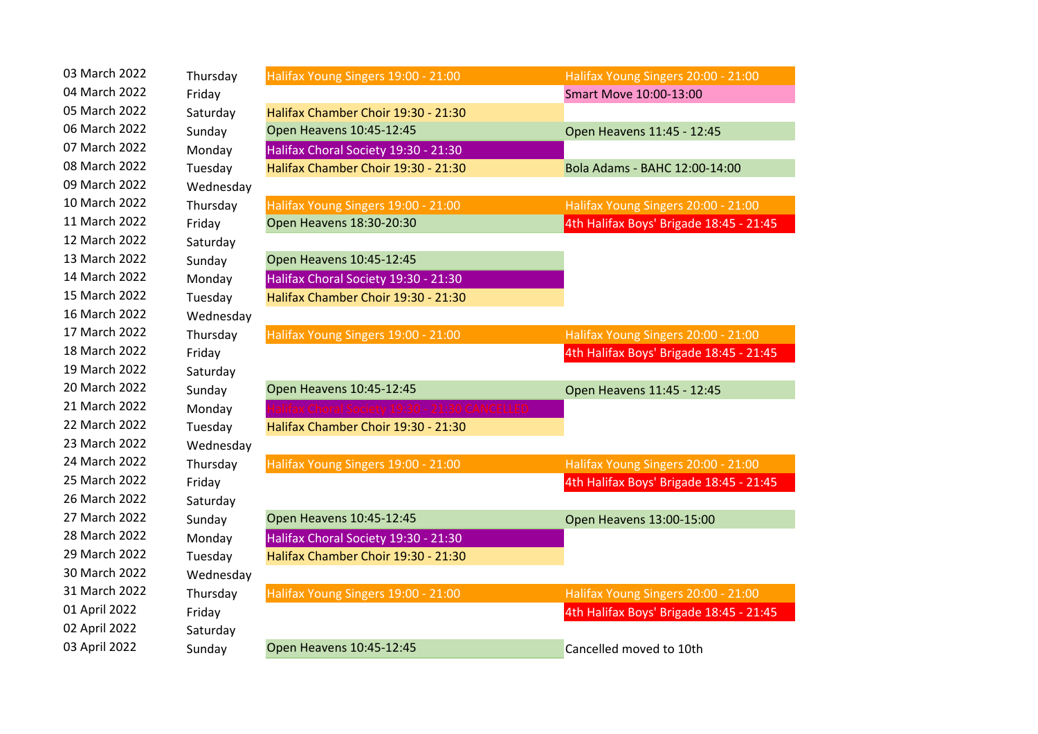| | | | |
|---|---|---|---|
| 03 March 2022 | Thursday | Halifax Young Singers 19:00 - 21:00 | Halifax Young Singers 20:00 - 21:00 |
| 04 March 2022 | Friday | | Smart Move 10:00-13:00 |
| 05 March 2022 | Saturday | Halifax Chamber Choir 19:30 - 21:30 | |
| 06 March 2022 | Sunday | Open Heavens 10:45-12:45 | Open Heavens 11:45 - 12:45 |
| 07 March 2022 | Monday | Halifax Choral Society 19:30 - 21:30 | |
| 08 March 2022 | Tuesday | Halifax Chamber Choir 19:30 - 21:30 | Bola Adams - BAHC 12:00-14:00 |
| 09 March 2022 | Wednesday | | |
| 10 March 2022 | Thursday | Halifax Young Singers 19:00 - 21:00 | Halifax Young Singers 20:00 - 21:00 |
| 11 March 2022 | Friday | Open Heavens 18:30-20:30 | 4th Halifax Boys' Brigade 18:45 - 21:45 |
| 12 March 2022 | Saturday | | |
| 13 March 2022 | Sunday | Open Heavens 10:45-12:45 | |
| 14 March 2022 | Monday | Halifax Choral Society 19:30 - 21:30 | |
| 15 March 2022 | Tuesday | Halifax Chamber Choir 19:30 - 21:30 | |
| 16 March 2022 | Wednesday | | |
| 17 March 2022 | Thursday | Halifax Young Singers 19:00 - 21:00 | Halifax Young Singers 20:00 - 21:00 |
| 18 March 2022 | Friday | | 4th Halifax Boys' Brigade 18:45 - 21:45 |
| 19 March 2022 | Saturday | | |
| 20 March 2022 | Sunday | Open Heavens 10:45-12:45 | Open Heavens 11:45 - 12:45 |
| 21 March 2022 | Monday | Halifax Choral Society 19:30 - 21:30 CANCELLED | |
| 22 March 2022 | Tuesday | Halifax Chamber Choir 19:30 - 21:30 | |
| 23 March 2022 | Wednesday | | |
| 24 March 2022 | Thursday | Halifax Young Singers 19:00 - 21:00 | Halifax Young Singers 20:00 - 21:00 |
| 25 March 2022 | Friday | | 4th Halifax Boys' Brigade 18:45 - 21:45 |
| 26 March 2022 | Saturday | | |
| 27 March 2022 | Sunday | Open Heavens 10:45-12:45 | Open Heavens 13:00-15:00 |
| 28 March 2022 | Monday | Halifax Choral Society 19:30 - 21:30 | |
| 29 March 2022 | Tuesday | Halifax Chamber Choir 19:30 - 21:30 | |
| 30 March 2022 | Wednesday | | |
| 31 March 2022 | Thursday | Halifax Young Singers 19:00 - 21:00 | Halifax Young Singers 20:00 - 21:00 |
| 01 April 2022 | Friday | | 4th Halifax Boys' Brigade 18:45 - 21:45 |
| 02 April 2022 | Saturday | | |
| 03 April 2022 | Sunday | Open Heavens 10:45-12:45 | Cancelled moved to 10th |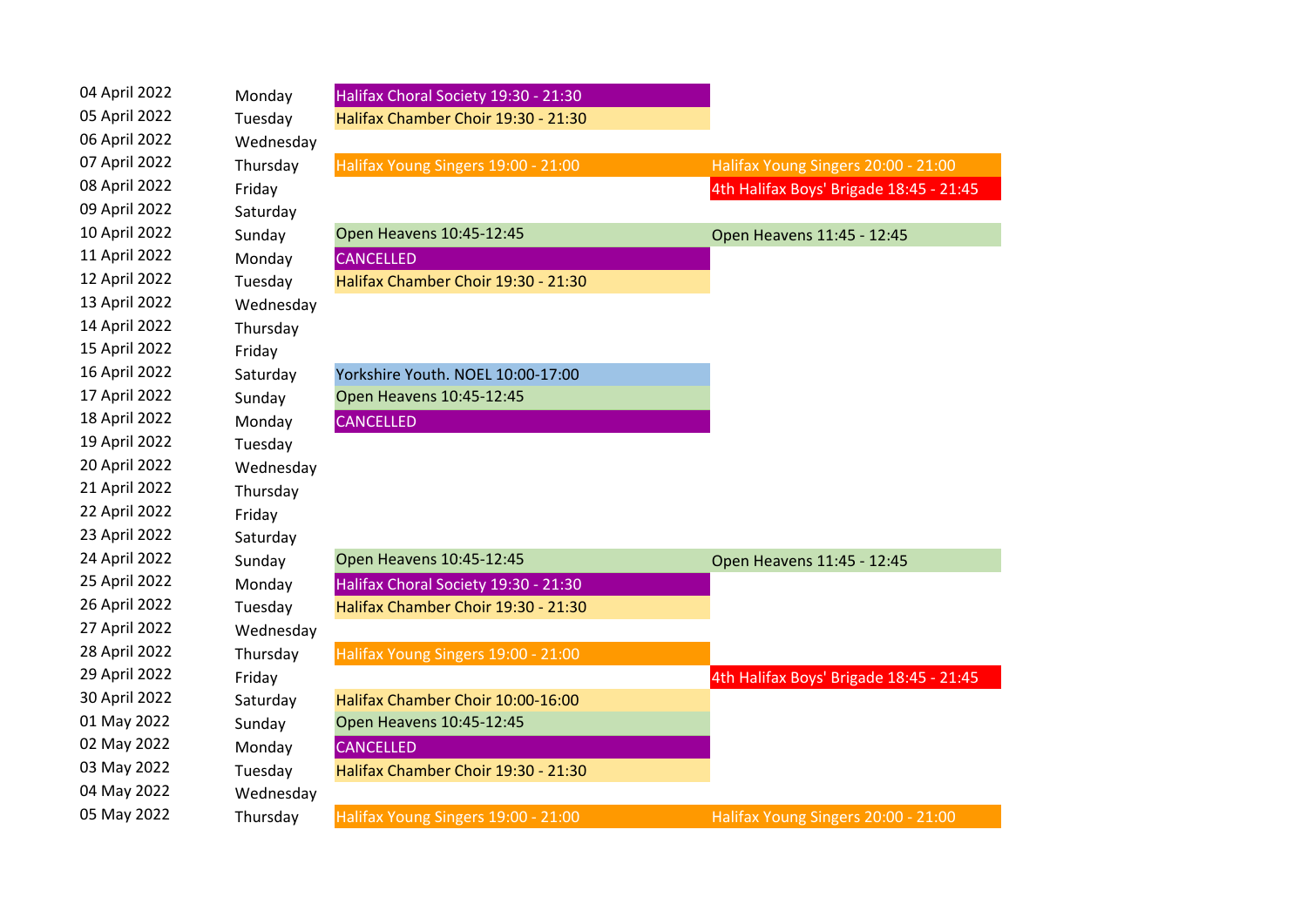| | | | |
|---|---|---|---|
| 04 April 2022 | Monday | Halifax Choral Society 19:30 - 21:30 | |
| 05 April 2022 | Tuesday | Halifax Chamber Choir 19:30 - 21:30 | |
| 06 April 2022 | Wednesday | | |
| 07 April 2022 | Thursday | Halifax Young Singers 19:00 - 21:00 | Halifax Young Singers 20:00 - 21:00 |
| 08 April 2022 | Friday | | 4th Halifax Boys' Brigade 18:45 - 21:45 |
| 09 April 2022 | Saturday | | |
| 10 April 2022 | Sunday | Open Heavens 10:45-12:45 | Open Heavens 11:45 - 12:45 |
| 11 April 2022 | Monday | CANCELLED | |
| 12 April 2022 | Tuesday | Halifax Chamber Choir 19:30 - 21:30 | |
| 13 April 2022 | Wednesday | | |
| 14 April 2022 | Thursday | | |
| 15 April 2022 | Friday | | |
| 16 April 2022 | Saturday | Yorkshire Youth. NOEL 10:00-17:00 | |
| 17 April 2022 | Sunday | Open Heavens 10:45-12:45 | |
| 18 April 2022 | Monday | CANCELLED | |
| 19 April 2022 | Tuesday | | |
| 20 April 2022 | Wednesday | | |
| 21 April 2022 | Thursday | | |
| 22 April 2022 | Friday | | |
| 23 April 2022 | Saturday | | |
| 24 April 2022 | Sunday | Open Heavens 10:45-12:45 | Open Heavens 11:45 - 12:45 |
| 25 April 2022 | Monday | Halifax Choral Society 19:30 - 21:30 | |
| 26 April 2022 | Tuesday | Halifax Chamber Choir 19:30 - 21:30 | |
| 27 April 2022 | Wednesday | | |
| 28 April 2022 | Thursday | Halifax Young Singers 19:00 - 21:00 | |
| 29 April 2022 | Friday | | 4th Halifax Boys' Brigade 18:45 - 21:45 |
| 30 April 2022 | Saturday | Halifax Chamber Choir 10:00-16:00 | |
| 01 May 2022 | Sunday | Open Heavens 10:45-12:45 | |
| 02 May 2022 | Monday | CANCELLED | |
| 03 May 2022 | Tuesday | Halifax Chamber Choir 19:30 - 21:30 | |
| 04 May 2022 | Wednesday | | |
| 05 May 2022 | Thursday | Halifax Young Singers 19:00 - 21:00 | Halifax Young Singers 20:00 - 21:00 |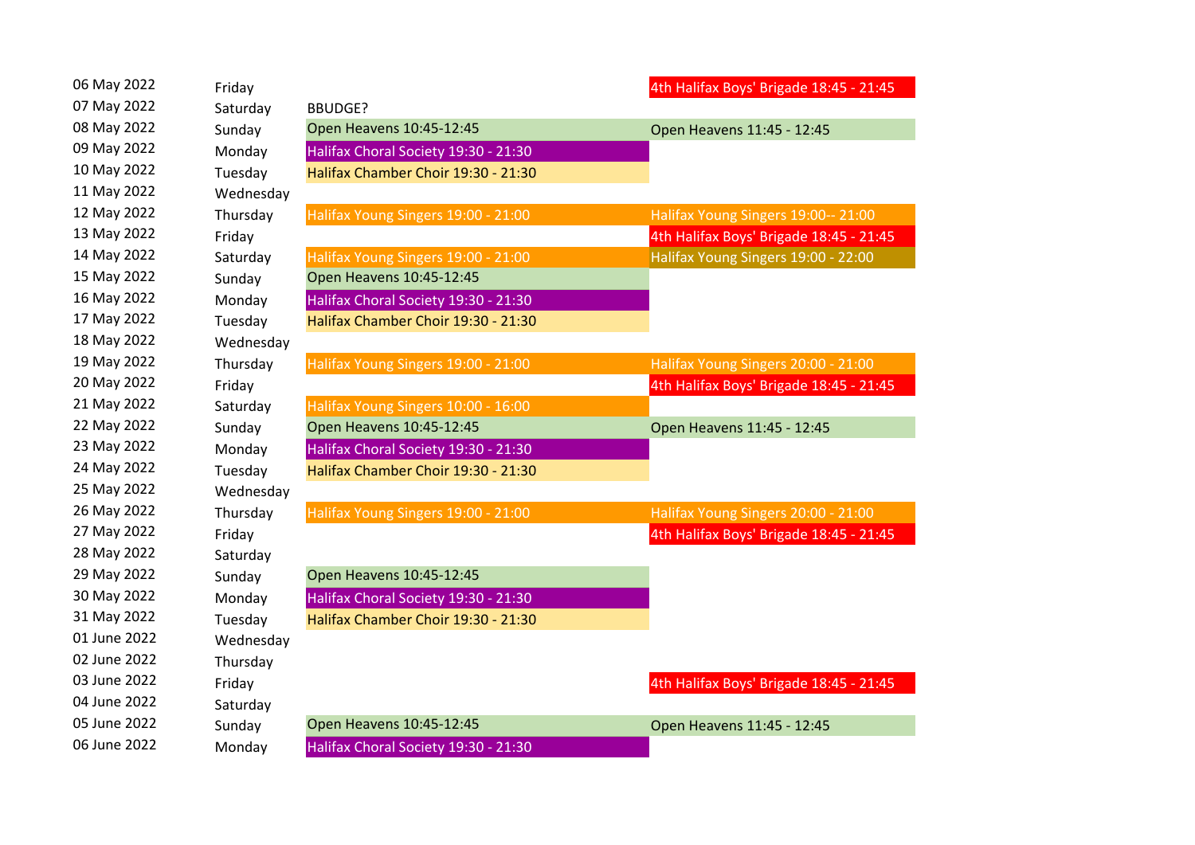| | | | |
|---|---|---|---|
| 06 May 2022 | Friday | | 4th Halifax Boys' Brigade 18:45 - 21:45 |
| 07 May 2022 | Saturday | BBUDGE? | |
| 08 May 2022 | Sunday | Open Heavens 10:45-12:45 | Open Heavens 11:45 - 12:45 |
| 09 May 2022 | Monday | Halifax Choral Society 19:30 - 21:30 | |
| 10 May 2022 | Tuesday | Halifax Chamber Choir 19:30 - 21:30 | |
| 11 May 2022 | Wednesday | | |
| 12 May 2022 | Thursday | Halifax Young Singers 19:00 - 21:00 | Halifax Young Singers 19:00-- 21:00 |
| 13 May 2022 | Friday | | 4th Halifax Boys' Brigade 18:45 - 21:45 |
| 14 May 2022 | Saturday | Halifax Young Singers 19:00 - 21:00 | Halifax Young Singers 19:00 - 22:00 |
| 15 May 2022 | Sunday | Open Heavens 10:45-12:45 | |
| 16 May 2022 | Monday | Halifax Choral Society 19:30 - 21:30 | |
| 17 May 2022 | Tuesday | Halifax Chamber Choir 19:30 - 21:30 | |
| 18 May 2022 | Wednesday | | |
| 19 May 2022 | Thursday | Halifax Young Singers 19:00 - 21:00 | Halifax Young Singers 20:00 - 21:00 |
| 20 May 2022 | Friday | | 4th Halifax Boys' Brigade 18:45 - 21:45 |
| 21 May 2022 | Saturday | Halifax Young Singers 10:00 - 16:00 | |
| 22 May 2022 | Sunday | Open Heavens 10:45-12:45 | Open Heavens 11:45 - 12:45 |
| 23 May 2022 | Monday | Halifax Choral Society 19:30 - 21:30 | |
| 24 May 2022 | Tuesday | Halifax Chamber Choir 19:30 - 21:30 | |
| 25 May 2022 | Wednesday | | |
| 26 May 2022 | Thursday | Halifax Young Singers 19:00 - 21:00 | Halifax Young Singers 20:00 - 21:00 |
| 27 May 2022 | Friday | | 4th Halifax Boys' Brigade 18:45 - 21:45 |
| 28 May 2022 | Saturday | | |
| 29 May 2022 | Sunday | Open Heavens 10:45-12:45 | |
| 30 May 2022 | Monday | Halifax Choral Society 19:30 - 21:30 | |
| 31 May 2022 | Tuesday | Halifax Chamber Choir 19:30 - 21:30 | |
| 01 June 2022 | Wednesday | | |
| 02 June 2022 | Thursday | | |
| 03 June 2022 | Friday | | 4th Halifax Boys' Brigade 18:45 - 21:45 |
| 04 June 2022 | Saturday | | |
| 05 June 2022 | Sunday | Open Heavens 10:45-12:45 | Open Heavens 11:45 - 12:45 |
| 06 June 2022 | Monday | Halifax Choral Society 19:30 - 21:30 | |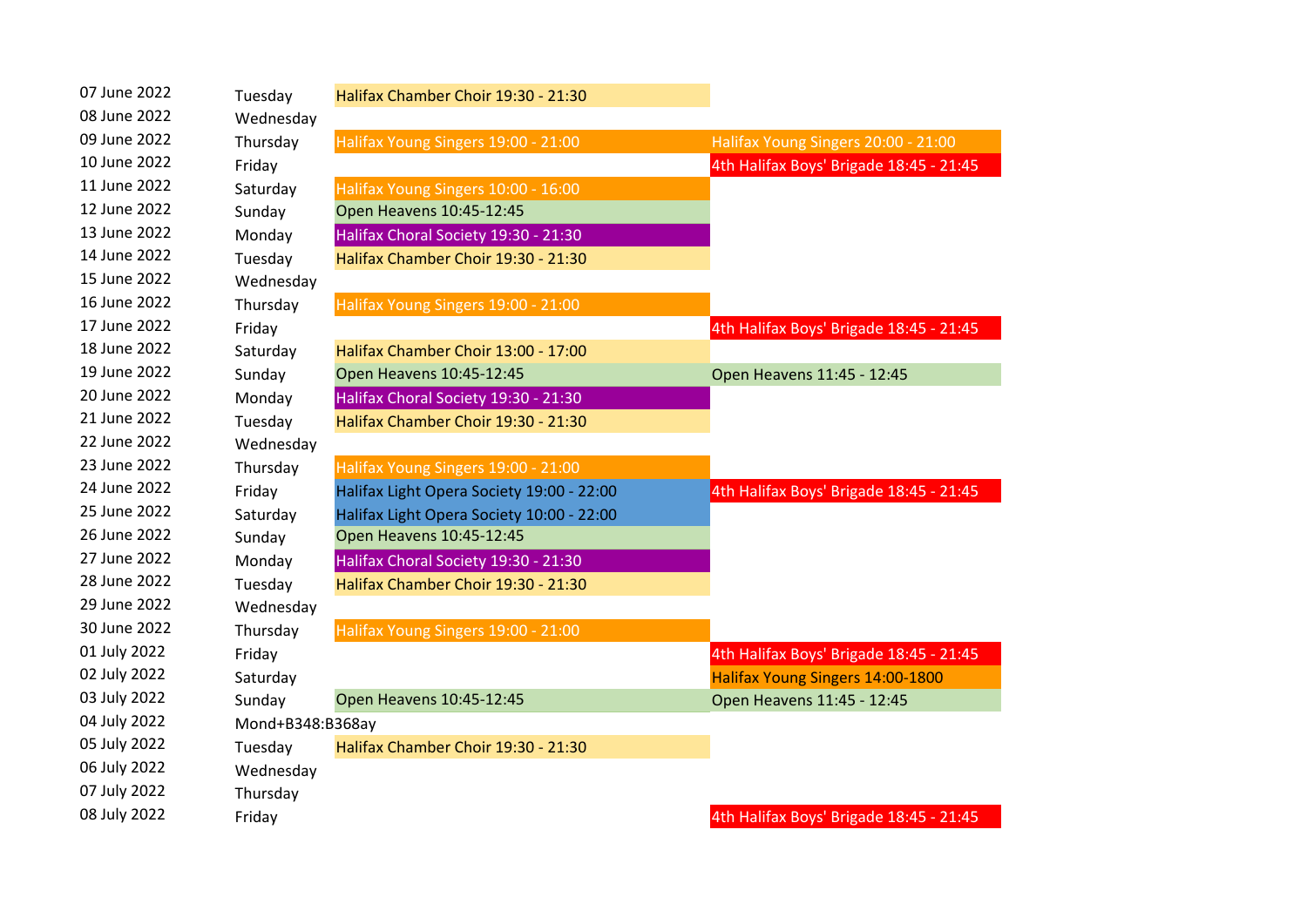| | | | |
|---|---|---|---|
| 07 June 2022 | Tuesday | Halifax Chamber Choir 19:30 - 21:30 | |
| 08 June 2022 | Wednesday | | |
| 09 June 2022 | Thursday | Halifax Young Singers 19:00 - 21:00 | Halifax Young Singers 20:00 - 21:00 |
| 10 June 2022 | Friday | | 4th Halifax Boys' Brigade 18:45 - 21:45 |
| 11 June 2022 | Saturday | Halifax Young Singers 10:00 - 16:00 | |
| 12 June 2022 | Sunday | Open Heavens 10:45-12:45 | |
| 13 June 2022 | Monday | Halifax Choral Society 19:30 - 21:30 | |
| 14 June 2022 | Tuesday | Halifax Chamber Choir 19:30 - 21:30 | |
| 15 June 2022 | Wednesday | | |
| 16 June 2022 | Thursday | Halifax Young Singers 19:00 - 21:00 | |
| 17 June 2022 | Friday | | 4th Halifax Boys' Brigade 18:45 - 21:45 |
| 18 June 2022 | Saturday | Halifax Chamber Choir 13:00 - 17:00 | |
| 19 June 2022 | Sunday | Open Heavens 10:45-12:45 | Open Heavens 11:45 - 12:45 |
| 20 June 2022 | Monday | Halifax Choral Society 19:30 - 21:30 | |
| 21 June 2022 | Tuesday | Halifax Chamber Choir 19:30 - 21:30 | |
| 22 June 2022 | Wednesday | | |
| 23 June 2022 | Thursday | Halifax Young Singers 19:00 - 21:00 | |
| 24 June 2022 | Friday | Halifax Light Opera Society 19:00 - 22:00 | 4th Halifax Boys' Brigade 18:45 - 21:45 |
| 25 June 2022 | Saturday | Halifax Light Opera Society 10:00 - 22:00 | |
| 26 June 2022 | Sunday | Open Heavens 10:45-12:45 | |
| 27 June 2022 | Monday | Halifax Choral Society 19:30 - 21:30 | |
| 28 June 2022 | Tuesday | Halifax Chamber Choir 19:30 - 21:30 | |
| 29 June 2022 | Wednesday | | |
| 30 June 2022 | Thursday | Halifax Young Singers 19:00 - 21:00 | |
| 01 July 2022 | Friday | | 4th Halifax Boys' Brigade 18:45 - 21:45 |
| 02 July 2022 | Saturday | | Halifax Young Singers 14:00-1800 |
| 03 July 2022 | Sunday | Open Heavens 10:45-12:45 | Open Heavens 11:45 - 12:45 |
| 04 July 2022 | Mond+B348:B368ay | | |
| 05 July 2022 | Tuesday | Halifax Chamber Choir 19:30 - 21:30 | |
| 06 July 2022 | Wednesday | | |
| 07 July 2022 | Thursday | | |
| 08 July 2022 | Friday | | 4th Halifax Boys' Brigade 18:45 - 21:45 |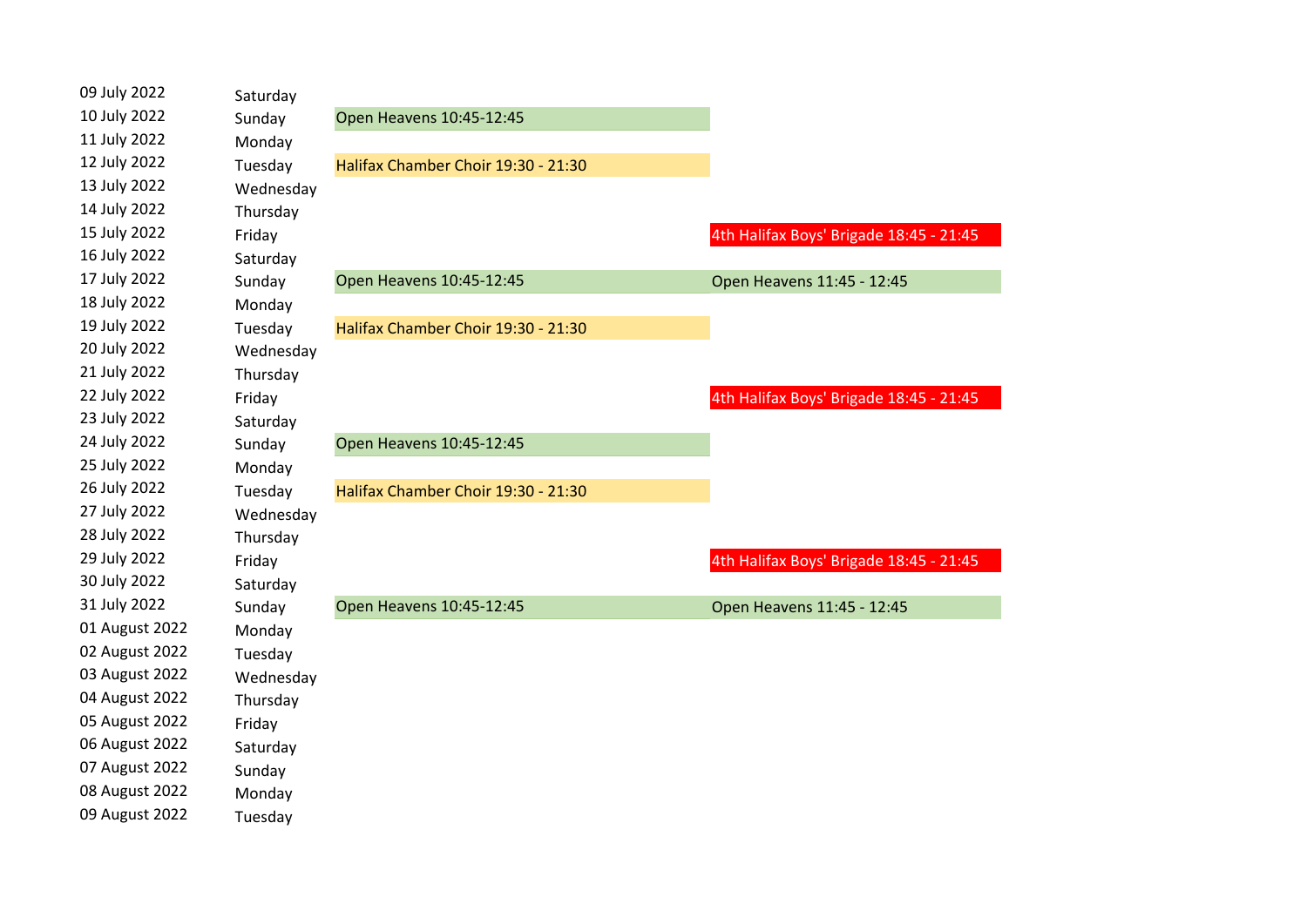| | | | |
|---|---|---|---|
| 09 July 2022 | Saturday | | |
| 10 July 2022 | Sunday | Open Heavens 10:45-12:45 | |
| 11 July 2022 | Monday | | |
| 12 July 2022 | Tuesday | Halifax Chamber Choir 19:30 - 21:30 | |
| 13 July 2022 | Wednesday | | |
| 14 July 2022 | Thursday | | |
| 15 July 2022 | Friday | | 4th Halifax Boys' Brigade 18:45 - 21:45 |
| 16 July 2022 | Saturday | | |
| 17 July 2022 | Sunday | Open Heavens 10:45-12:45 | Open Heavens 11:45 - 12:45 |
| 18 July 2022 | Monday | | |
| 19 July 2022 | Tuesday | Halifax Chamber Choir 19:30 - 21:30 | |
| 20 July 2022 | Wednesday | | |
| 21 July 2022 | Thursday | | |
| 22 July 2022 | Friday | | 4th Halifax Boys' Brigade 18:45 - 21:45 |
| 23 July 2022 | Saturday | | |
| 24 July 2022 | Sunday | Open Heavens 10:45-12:45 | |
| 25 July 2022 | Monday | | |
| 26 July 2022 | Tuesday | Halifax Chamber Choir 19:30 - 21:30 | |
| 27 July 2022 | Wednesday | | |
| 28 July 2022 | Thursday | | |
| 29 July 2022 | Friday | | 4th Halifax Boys' Brigade 18:45 - 21:45 |
| 30 July 2022 | Saturday | | |
| 31 July 2022 | Sunday | Open Heavens 10:45-12:45 | Open Heavens 11:45 - 12:45 |
| 01 August 2022 | Monday | | |
| 02 August 2022 | Tuesday | | |
| 03 August 2022 | Wednesday | | |
| 04 August 2022 | Thursday | | |
| 05 August 2022 | Friday | | |
| 06 August 2022 | Saturday | | |
| 07 August 2022 | Sunday | | |
| 08 August 2022 | Monday | | |
| 09 August 2022 | Tuesday | | |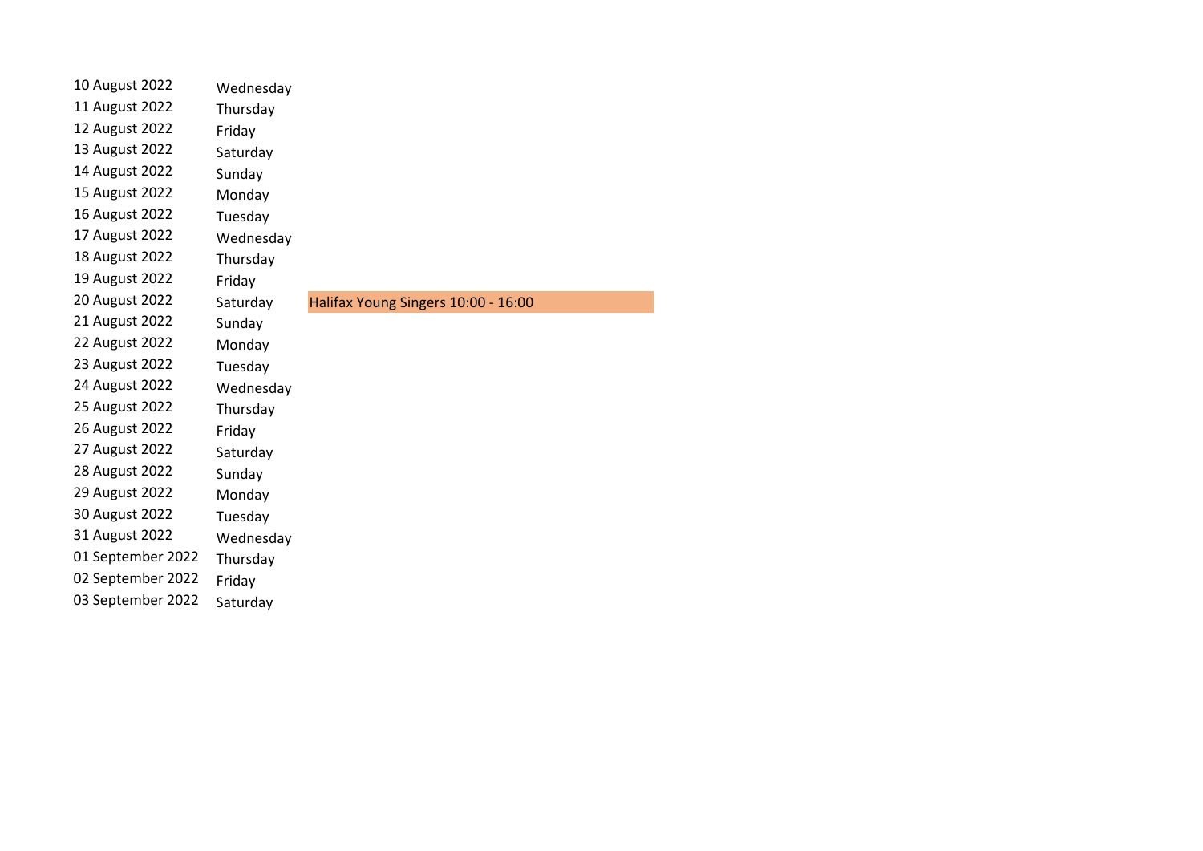| | | |
|---|---|---|
| 10 August 2022 | Wednesday | |
| 11 August 2022 | Thursday | |
| 12 August 2022 | Friday | |
| 13 August 2022 | Saturday | |
| 14 August 2022 | Sunday | |
| 15 August 2022 | Monday | |
| 16 August 2022 | Tuesday | |
| 17 August 2022 | Wednesday | |
| 18 August 2022 | Thursday | |
| 19 August 2022 | Friday | |
| 20 August 2022 | Saturday | Halifax Young Singers 10:00 - 16:00 |
| 21 August 2022 | Sunday | |
| 22 August 2022 | Monday | |
| 23 August 2022 | Tuesday | |
| 24 August 2022 | Wednesday | |
| 25 August 2022 | Thursday | |
| 26 August 2022 | Friday | |
| 27 August 2022 | Saturday | |
| 28 August 2022 | Sunday | |
| 29 August 2022 | Monday | |
| 30 August 2022 | Tuesday | |
| 31 August 2022 | Wednesday | |
| 01 September 2022 | Thursday | |
| 02 September 2022 | Friday | |
| 03 September 2022 | Saturday | |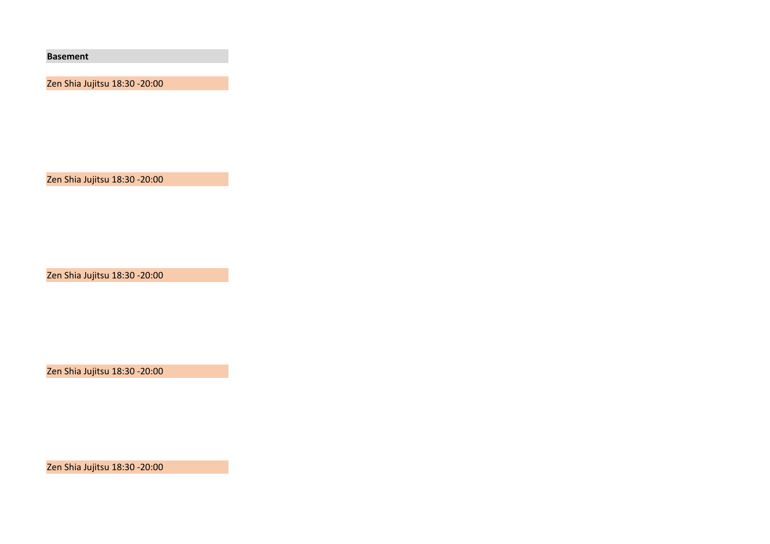**Basement**

Zen Shia Jujitsu 18:30 -20:00

Zen Shia Jujitsu 18:30 -20:00

Zen Shia Jujitsu 18:30 -20:00

Zen Shia Jujitsu 18:30 -20:00

Zen Shia Jujitsu 18:30 -20:00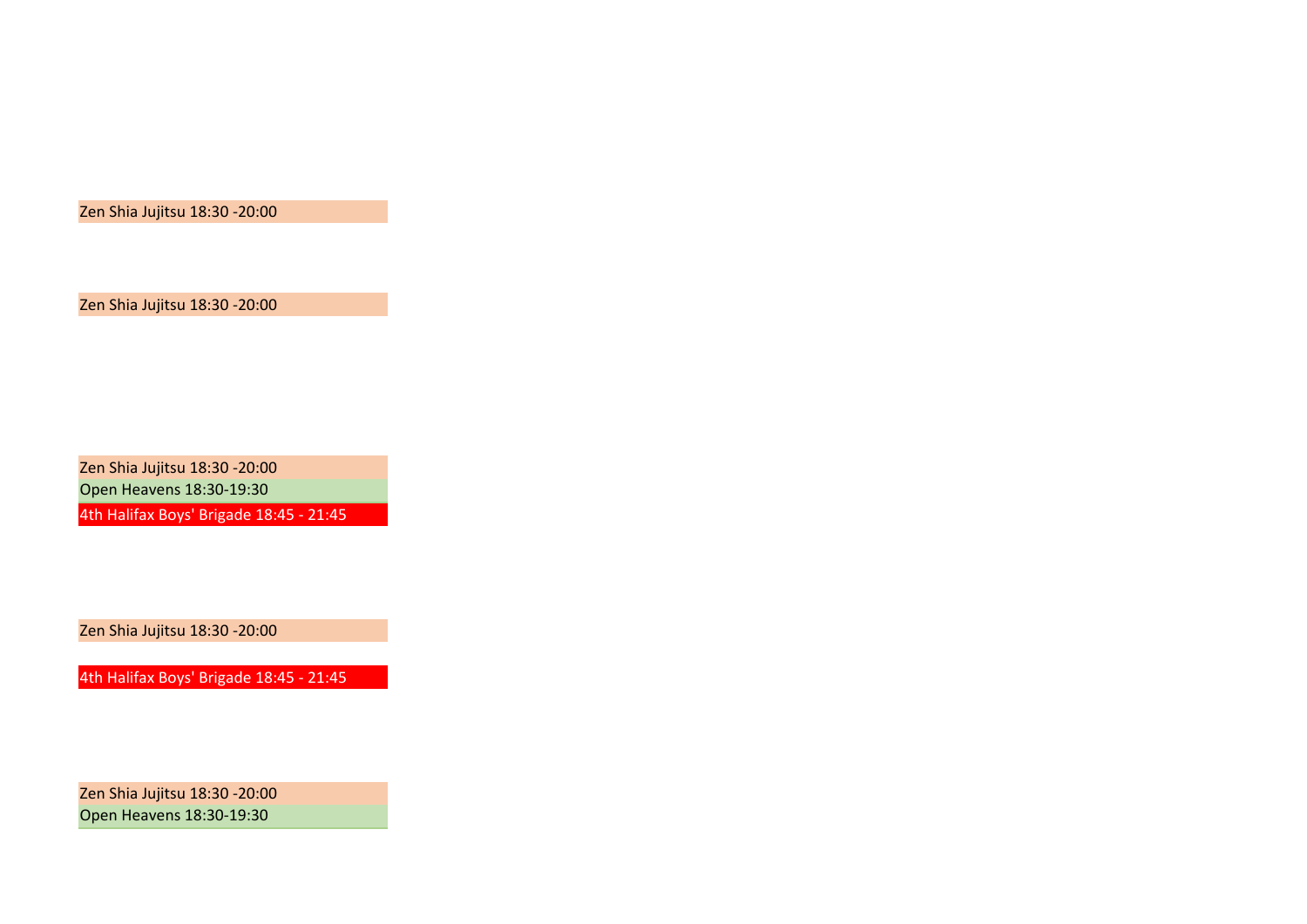Zen Shia Jujitsu 18:30 -20:00

Zen Shia Jujitsu 18:30 -20:00

Zen Shia Jujitsu 18:30 -20:00
Open Heavens 18:30-19:30
4th Halifax Boys' Brigade 18:45 - 21:45

Zen Shia Jujitsu 18:30 -20:00

4th Halifax Boys' Brigade 18:45 - 21:45

Zen Shia Jujitsu 18:30 -20:00
Open Heavens 18:30-19:30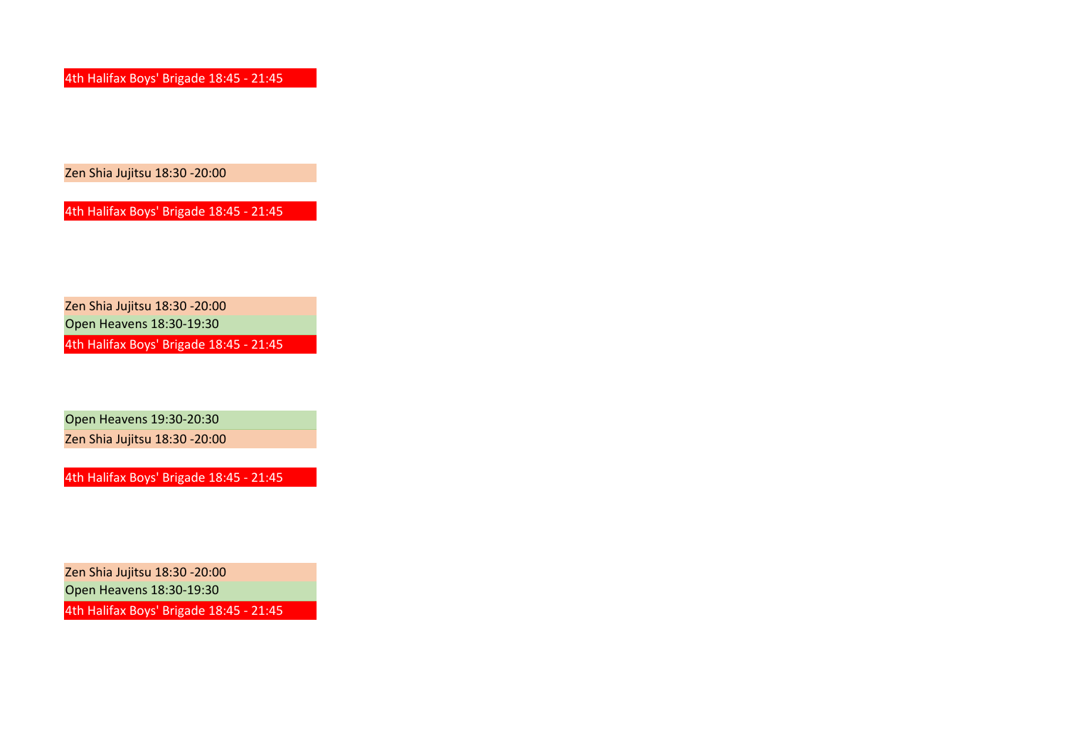4th Halifax Boys' Brigade 18:45 - 21:45

Zen Shia Jujitsu 18:30 -20:00

4th Halifax Boys' Brigade 18:45 - 21:45

Zen Shia Jujitsu 18:30 -20:00

Open Heavens 18:30-19:30

4th Halifax Boys' Brigade 18:45 - 21:45

Open Heavens 19:30-20:30

Zen Shia Jujitsu 18:30 -20:00

4th Halifax Boys' Brigade 18:45 - 21:45

Zen Shia Jujitsu 18:30 -20:00

Open Heavens 18:30-19:30

4th Halifax Boys' Brigade 18:45 - 21:45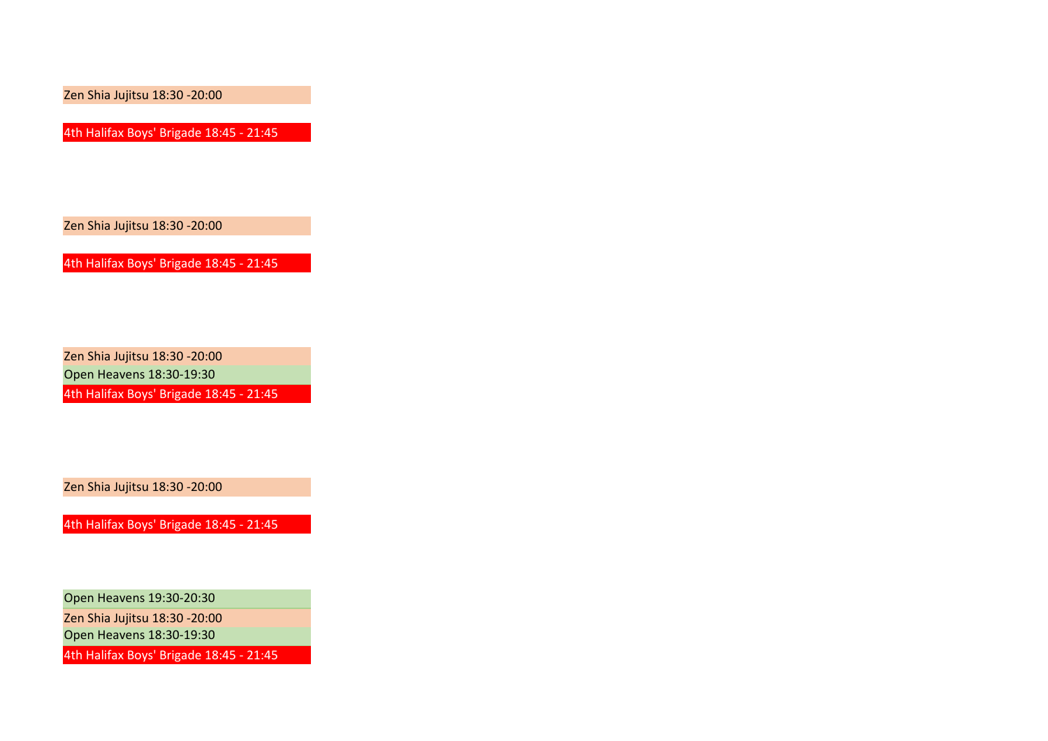Zen Shia Jujitsu 18:30 -20:00

4th Halifax Boys' Brigade 18:45 - 21:45

Zen Shia Jujitsu 18:30 -20:00

4th Halifax Boys' Brigade 18:45 - 21:45

Zen Shia Jujitsu 18:30 -20:00

Open Heavens 18:30-19:30

4th Halifax Boys' Brigade 18:45 - 21:45

Zen Shia Jujitsu 18:30 -20:00

4th Halifax Boys' Brigade 18:45 - 21:45

Open Heavens 19:30-20:30

Zen Shia Jujitsu 18:30 -20:00

Open Heavens 18:30-19:30

4th Halifax Boys' Brigade 18:45 - 21:45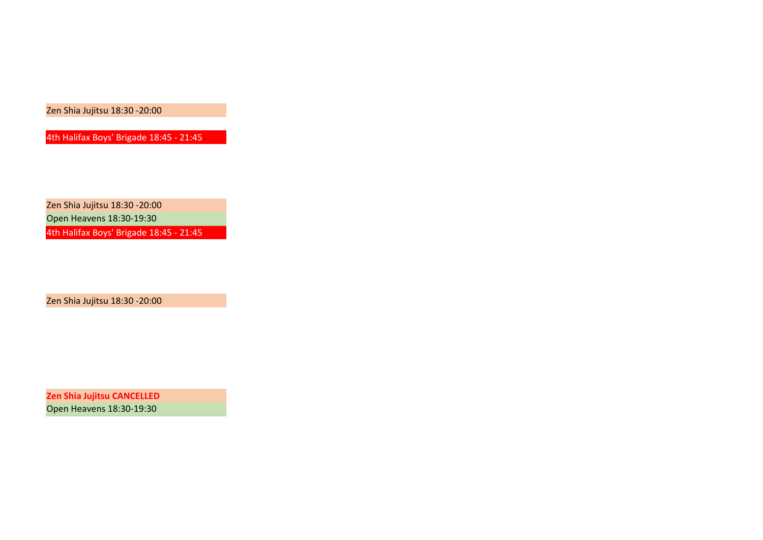Zen Shia Jujitsu 18:30 -20:00

4th Halifax Boys' Brigade 18:45 - 21:45

Zen Shia Jujitsu 18:30 -20:00

Open Heavens 18:30-19:30

4th Halifax Boys' Brigade 18:45 - 21:45

Zen Shia Jujitsu 18:30 -20:00

**Zen Shia Jujitsu CANCELLED**

Open Heavens 18:30-19:30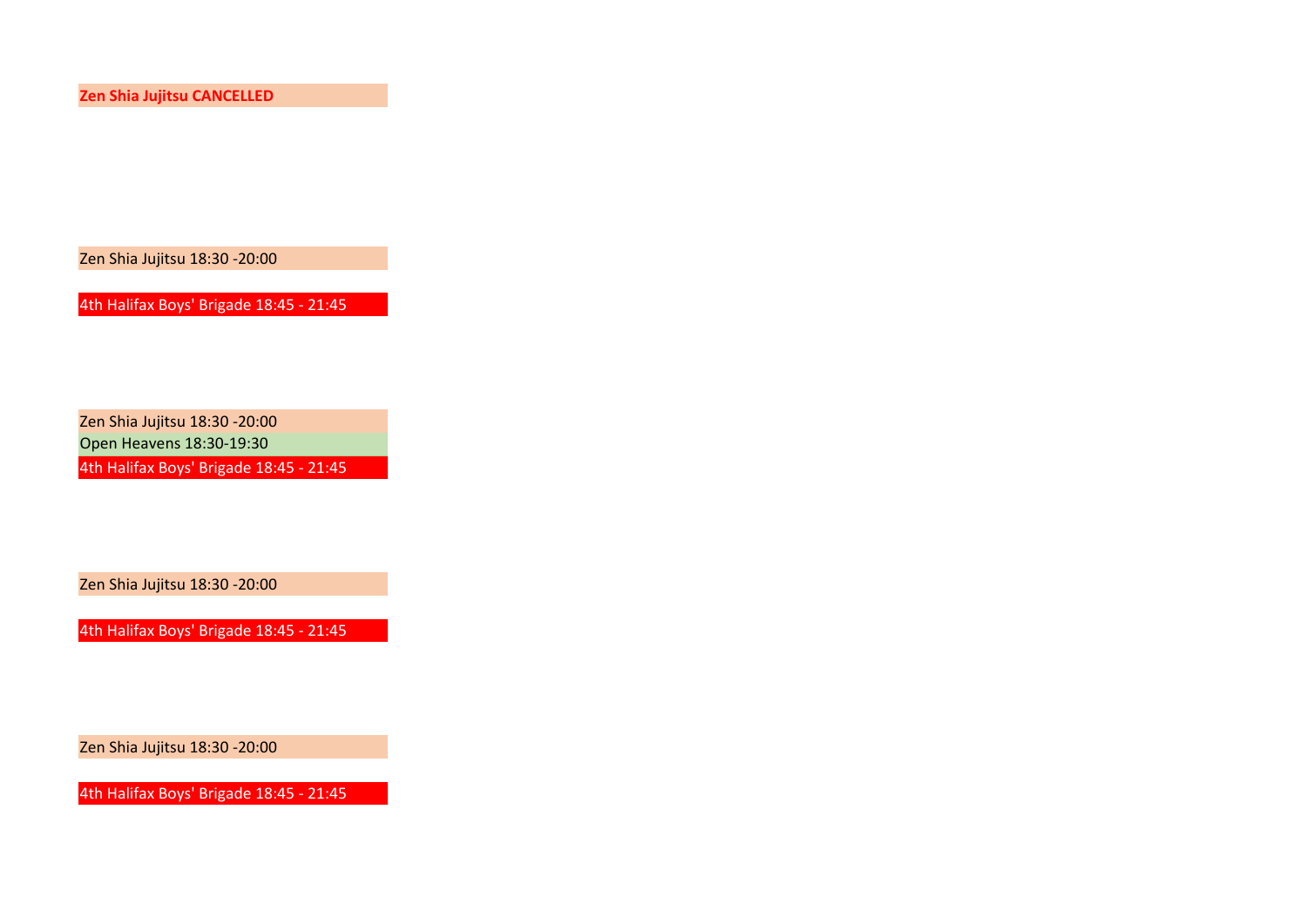**Zen Shia Jujitsu CANCELLED**

Zen Shia Jujitsu 18:30 -20:00

4th Halifax Boys' Brigade 18:45 - 21:45

Zen Shia Jujitsu 18:30 -20:00

Open Heavens 18:30-19:30

4th Halifax Boys' Brigade 18:45 - 21:45

Zen Shia Jujitsu 18:30 -20:00

4th Halifax Boys' Brigade 18:45 - 21:45

Zen Shia Jujitsu 18:30 -20:00

4th Halifax Boys' Brigade 18:45 - 21:45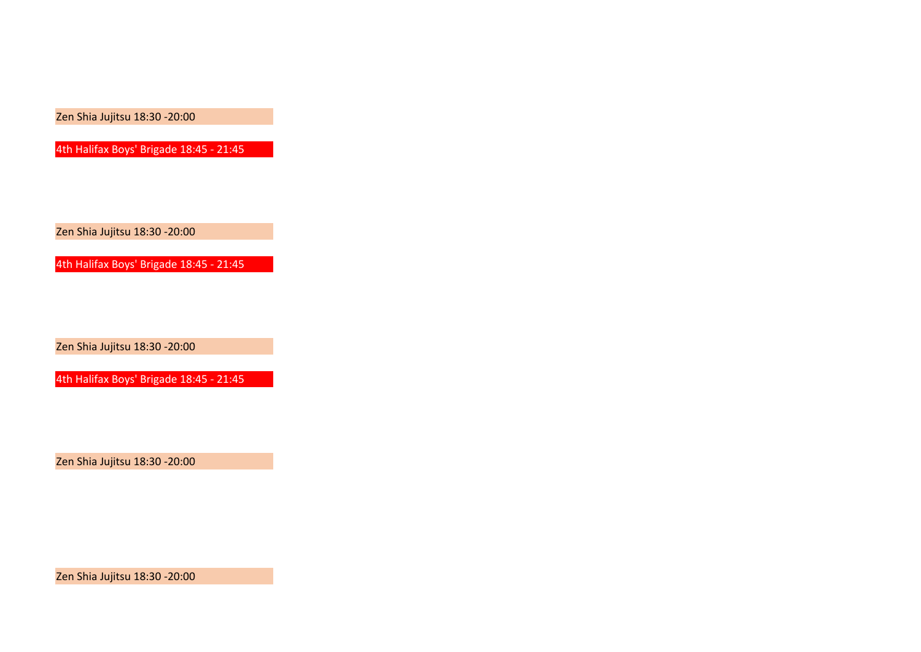Zen Shia Jujitsu 18:30 -20:00

4th Halifax Boys' Brigade 18:45 - 21:45

Zen Shia Jujitsu 18:30 -20:00

4th Halifax Boys' Brigade 18:45 - 21:45

Zen Shia Jujitsu 18:30 -20:00

4th Halifax Boys' Brigade 18:45 - 21:45

Zen Shia Jujitsu 18:30 -20:00

Zen Shia Jujitsu 18:30 -20:00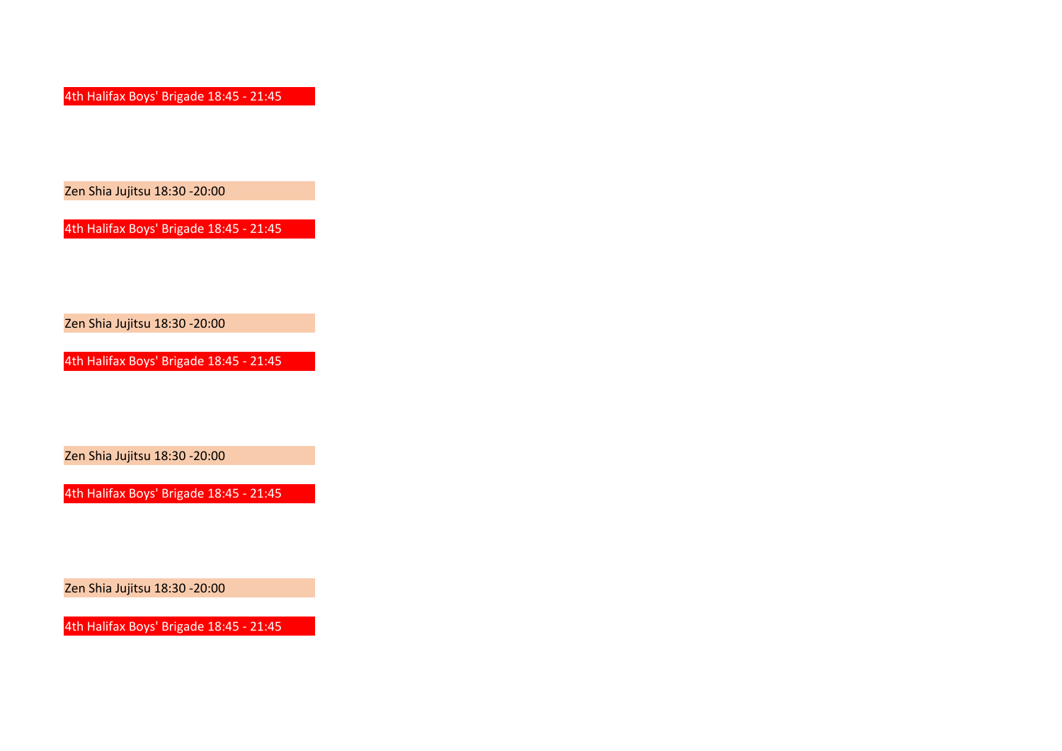4th Halifax Boys' Brigade 18:45 - 21:45

Zen Shia Jujitsu 18:30 -20:00

4th Halifax Boys' Brigade 18:45 - 21:45

Zen Shia Jujitsu 18:30 -20:00

4th Halifax Boys' Brigade 18:45 - 21:45

Zen Shia Jujitsu 18:30 -20:00

4th Halifax Boys' Brigade 18:45 - 21:45

Zen Shia Jujitsu 18:30 -20:00

4th Halifax Boys' Brigade 18:45 - 21:45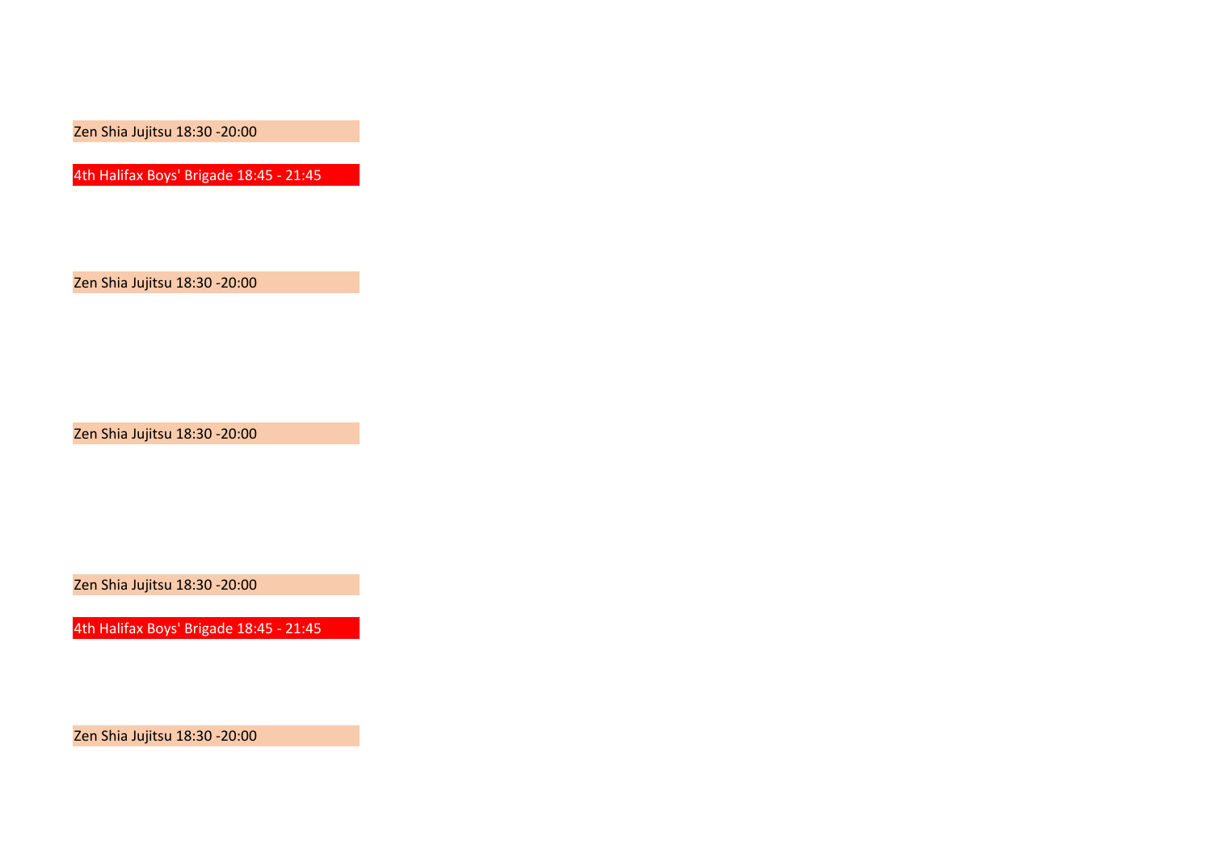Zen Shia Jujitsu 18:30 -20:00

4th Halifax Boys' Brigade 18:45 - 21:45

Zen Shia Jujitsu 18:30 -20:00

Zen Shia Jujitsu 18:30 -20:00

Zen Shia Jujitsu 18:30 -20:00

4th Halifax Boys' Brigade 18:45 - 21:45

Zen Shia Jujitsu 18:30 -20:00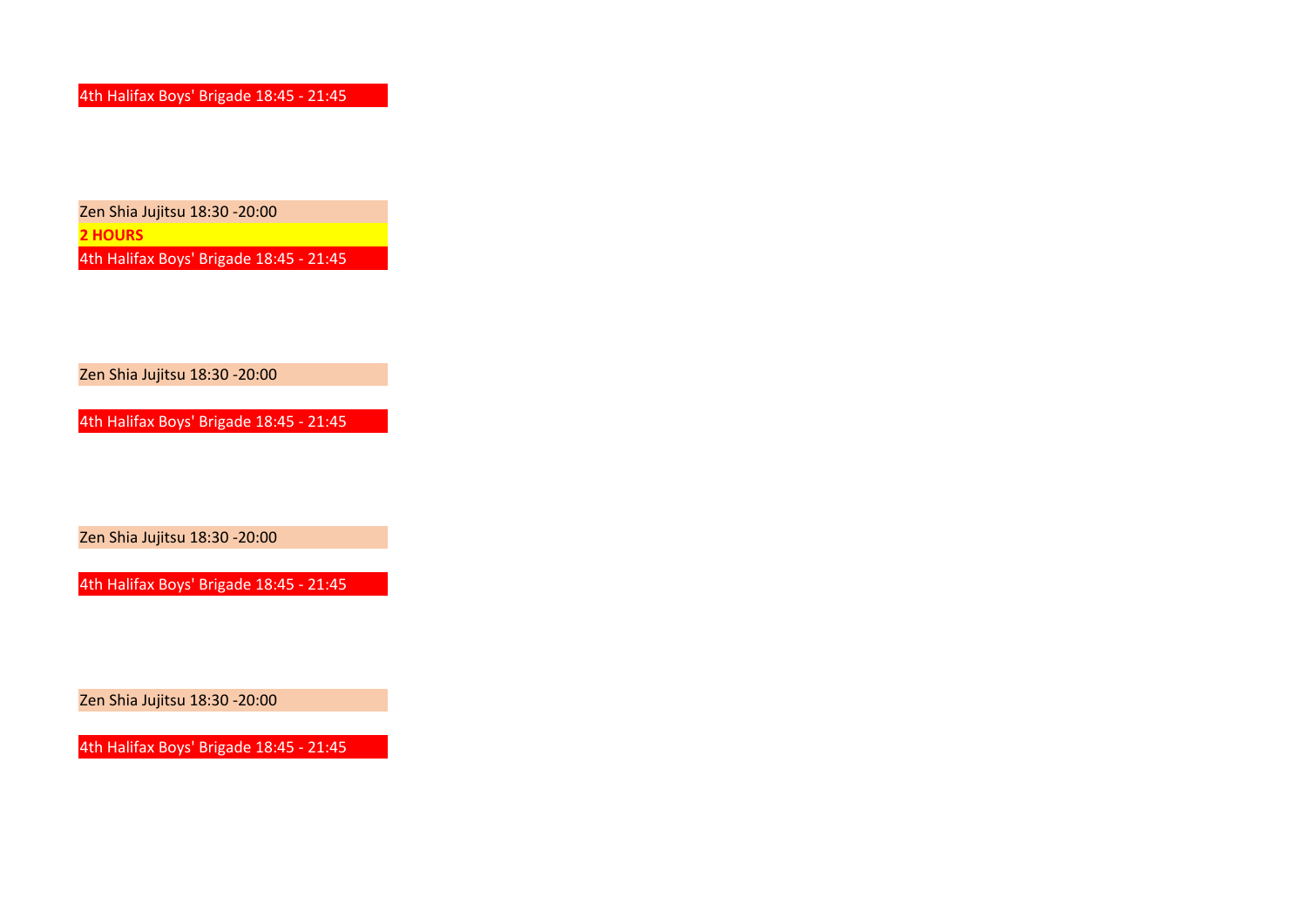4th Halifax Boys' Brigade 18:45 - 21:45

Zen Shia Jujitsu 18:30 -20:00

**2 HOURS**

4th Halifax Boys' Brigade 18:45 - 21:45

Zen Shia Jujitsu 18:30 -20:00

4th Halifax Boys' Brigade 18:45 - 21:45

Zen Shia Jujitsu 18:30 -20:00

4th Halifax Boys' Brigade 18:45 - 21:45

Zen Shia Jujitsu 18:30 -20:00

4th Halifax Boys' Brigade 18:45 - 21:45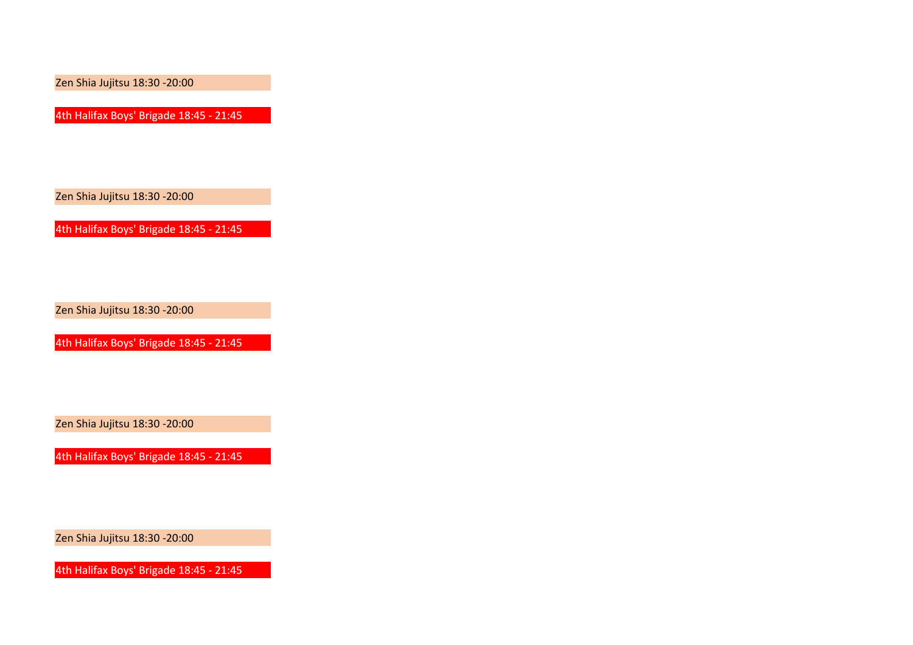Zen Shia Jujitsu 18:30 -20:00

4th Halifax Boys' Brigade 18:45 - 21:45

Zen Shia Jujitsu 18:30 -20:00

4th Halifax Boys' Brigade 18:45 - 21:45

Zen Shia Jujitsu 18:30 -20:00

4th Halifax Boys' Brigade 18:45 - 21:45

Zen Shia Jujitsu 18:30 -20:00

4th Halifax Boys' Brigade 18:45 - 21:45

Zen Shia Jujitsu 18:30 -20:00

4th Halifax Boys' Brigade 18:45 - 21:45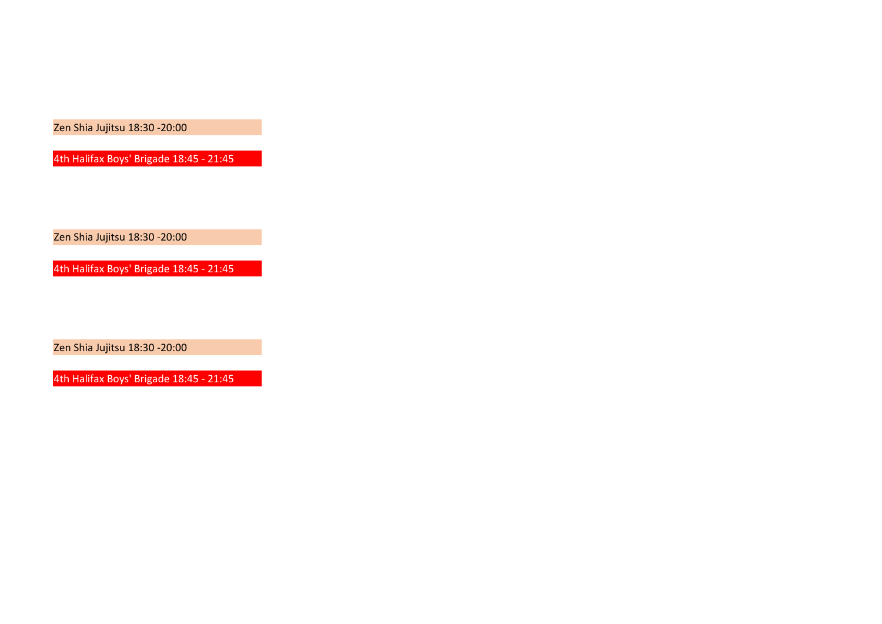Zen Shia Jujitsu 18:30 -20:00

4th Halifax Boys' Brigade 18:45 - 21:45

Zen Shia Jujitsu 18:30 -20:00

4th Halifax Boys' Brigade 18:45 - 21:45

Zen Shia Jujitsu 18:30 -20:00

4th Halifax Boys' Brigade 18:45 - 21:45